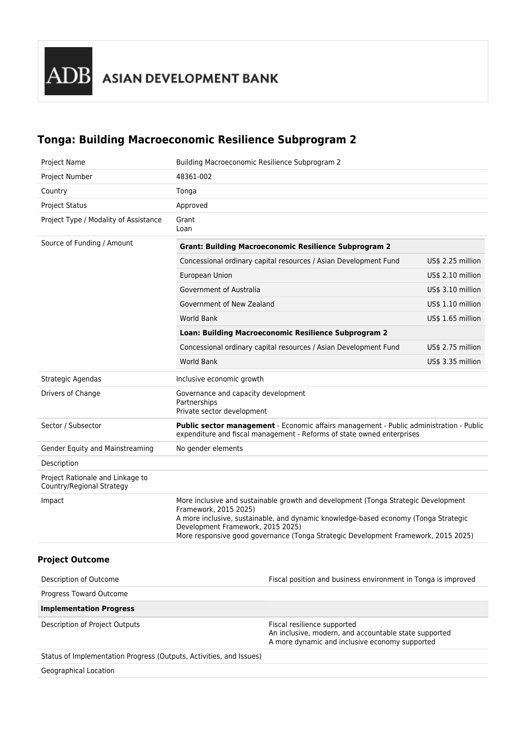ADB ASIAN DEVELOPMENT BANK

# Tonga: Building Macroeconomic Resilience Subprogram 2

| | |
|---|---|
| Project Name | Building Macroeconomic Resilience Subprogram 2 |
| Project Number | 48361-002 |
| Country | Tonga |
| Project Status | Approved |
| Project Type / Modality of Assistance | Grant<br>Loan |
| Source of Funding / Amount | **Grant: Building Macroeconomic Resilience Subprogram 2**<br>Concessional ordinary capital resources / Asian Development Fund — US$ 2.25 million<br>European Union — US$ 2.10 million<br>Government of Australia — US$ 3.10 million<br>Government of New Zealand — US$ 1.10 million<br>World Bank — US$ 1.65 million<br>**Loan: Building Macroeconomic Resilience Subprogram 2**<br>Concessional ordinary capital resources / Asian Development Fund — US$ 2.75 million<br>World Bank — US$ 3.35 million |
| Strategic Agendas | Inclusive economic growth |
| Drivers of Change | Governance and capacity development<br>Partnerships<br>Private sector development |
| Sector / Subsector | **Public sector management** - Economic affairs management - Public administration - Public expenditure and fiscal management - Reforms of state owned enterprises |
| Gender Equity and Mainstreaming | No gender elements |
| Description | |
| Project Rationale and Linkage to Country/Regional Strategy | |
| Impact | More inclusive and sustainable growth and development (Tonga Strategic Development Framework, 2015 2025)<br>A more inclusive, sustainable, and dynamic knowledge-based economy (Tonga Strategic Development Framework, 2015 2025)<br>More responsive good governance (Tonga Strategic Development Framework, 2015 2025) |

### Project Outcome

| | |
|---|---|
| Description of Outcome | Fiscal position and business environment in Tonga is improved |
| Progress Toward Outcome | |
| **Implementation Progress** | |
| Description of Project Outputs | Fiscal resilience supported<br>An inclusive, modern, and accountable state supported<br>A more dynamic and inclusive economy supported |
| Status of Implementation Progress (Outputs, Activities, and Issues) | |
| Geographical Location | |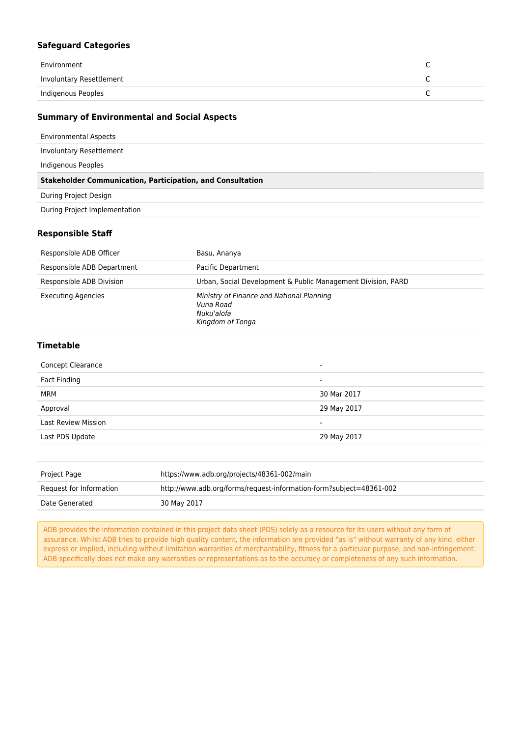### Safeguard Categories

| | |
|---|---|
| Environment | C |
| Involuntary Resettlement | C |
| Indigenous Peoples | C |

### Summary of Environmental and Social Aspects

| |
|---|
| Environmental Aspects |
| Involuntary Resettlement |
| Indigenous Peoples |
| **Stakeholder Communication, Participation, and Consultation** |
| During Project Design |
| During Project Implementation |

### Responsible Staff

| | |
|---|---|
| Responsible ADB Officer | Basu, Ananya |
| Responsible ADB Department | Pacific Department |
| Responsible ADB Division | Urban, Social Development & Public Management Division, PARD |
| Executing Agencies | *Ministry of Finance and National Planning*<br>*Vuna Road*<br>*Nuku'alofa*<br>*Kingdom of Tonga* |

### Timetable

| | |
|---|---|
| Concept Clearance | - |
| Fact Finding | - |
| MRM | 30 Mar 2017 |
| Approval | 29 May 2017 |
| Last Review Mission | - |
| Last PDS Update | 29 May 2017 |

| | |
|---|---|
| Project Page | https://www.adb.org/projects/48361-002/main |
| Request for Information | http://www.adb.org/forms/request-information-form?subject=48361-002 |
| Date Generated | 30 May 2017 |

ADB provides the information contained in this project data sheet (PDS) solely as a resource for its users without any form of assurance. Whilst ADB tries to provide high quality content, the information are provided "as is" without warranty of any kind, either express or implied, including without limitation warranties of merchantability, fitness for a particular purpose, and non-infringement. ADB specifically does not make any warranties or representations as to the accuracy or completeness of any such information.